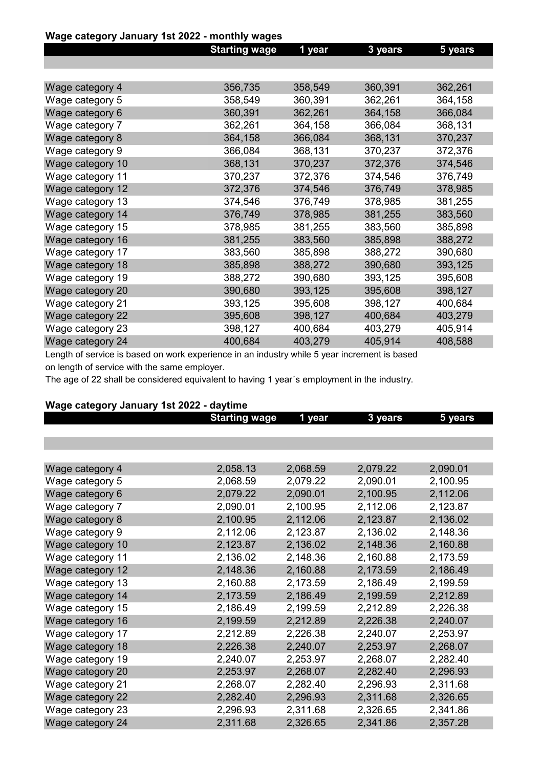**Wage category January 1st 2022 - monthly wages**

| | Starting wage | 1 year | 3 years | 5 years |
|---|---|---|---|---|
| Wage category 4 | 356,735 | 358,549 | 360,391 | 362,261 |
| Wage category 5 | 358,549 | 360,391 | 362,261 | 364,158 |
| Wage category 6 | 360,391 | 362,261 | 364,158 | 366,084 |
| Wage category 7 | 362,261 | 364,158 | 366,084 | 368,131 |
| Wage category 8 | 364,158 | 366,084 | 368,131 | 370,237 |
| Wage category 9 | 366,084 | 368,131 | 370,237 | 372,376 |
| Wage category 10 | 368,131 | 370,237 | 372,376 | 374,546 |
| Wage category 11 | 370,237 | 372,376 | 374,546 | 376,749 |
| Wage category 12 | 372,376 | 374,546 | 376,749 | 378,985 |
| Wage category 13 | 374,546 | 376,749 | 378,985 | 381,255 |
| Wage category 14 | 376,749 | 378,985 | 381,255 | 383,560 |
| Wage category 15 | 378,985 | 381,255 | 383,560 | 385,898 |
| Wage category 16 | 381,255 | 383,560 | 385,898 | 388,272 |
| Wage category 17 | 383,560 | 385,898 | 388,272 | 390,680 |
| Wage category 18 | 385,898 | 388,272 | 390,680 | 393,125 |
| Wage category 19 | 388,272 | 390,680 | 393,125 | 395,608 |
| Wage category 20 | 390,680 | 393,125 | 395,608 | 398,127 |
| Wage category 21 | 393,125 | 395,608 | 398,127 | 400,684 |
| Wage category 22 | 395,608 | 398,127 | 400,684 | 403,279 |
| Wage category 23 | 398,127 | 400,684 | 403,279 | 405,914 |
| Wage category 24 | 400,684 | 403,279 | 405,914 | 408,588 |

Length of service is based on work experience in an industry while 5 year increment is based on length of service with the same employer.

The age of 22 shall be considered equivalent to having 1 year´s employment in the industry.

**Wage category January 1st 2022 - daytime**

| | Starting wage | 1 year | 3 years | 5 years |
|---|---|---|---|---|
| Wage category 4 | 2,058.13 | 2,068.59 | 2,079.22 | 2,090.01 |
| Wage category 5 | 2,068.59 | 2,079.22 | 2,090.01 | 2,100.95 |
| Wage category 6 | 2,079.22 | 2,090.01 | 2,100.95 | 2,112.06 |
| Wage category 7 | 2,090.01 | 2,100.95 | 2,112.06 | 2,123.87 |
| Wage category 8 | 2,100.95 | 2,112.06 | 2,123.87 | 2,136.02 |
| Wage category 9 | 2,112.06 | 2,123.87 | 2,136.02 | 2,148.36 |
| Wage category 10 | 2,123.87 | 2,136.02 | 2,148.36 | 2,160.88 |
| Wage category 11 | 2,136.02 | 2,148.36 | 2,160.88 | 2,173.59 |
| Wage category 12 | 2,148.36 | 2,160.88 | 2,173.59 | 2,186.49 |
| Wage category 13 | 2,160.88 | 2,173.59 | 2,186.49 | 2,199.59 |
| Wage category 14 | 2,173.59 | 2,186.49 | 2,199.59 | 2,212.89 |
| Wage category 15 | 2,186.49 | 2,199.59 | 2,212.89 | 2,226.38 |
| Wage category 16 | 2,199.59 | 2,212.89 | 2,226.38 | 2,240.07 |
| Wage category 17 | 2,212.89 | 2,226.38 | 2,240.07 | 2,253.97 |
| Wage category 18 | 2,226.38 | 2,240.07 | 2,253.97 | 2,268.07 |
| Wage category 19 | 2,240.07 | 2,253.97 | 2,268.07 | 2,282.40 |
| Wage category 20 | 2,253.97 | 2,268.07 | 2,282.40 | 2,296.93 |
| Wage category 21 | 2,268.07 | 2,282.40 | 2,296.93 | 2,311.68 |
| Wage category 22 | 2,282.40 | 2,296.93 | 2,311.68 | 2,326.65 |
| Wage category 23 | 2,296.93 | 2,311.68 | 2,326.65 | 2,341.86 |
| Wage category 24 | 2,311.68 | 2,326.65 | 2,341.86 | 2,357.28 |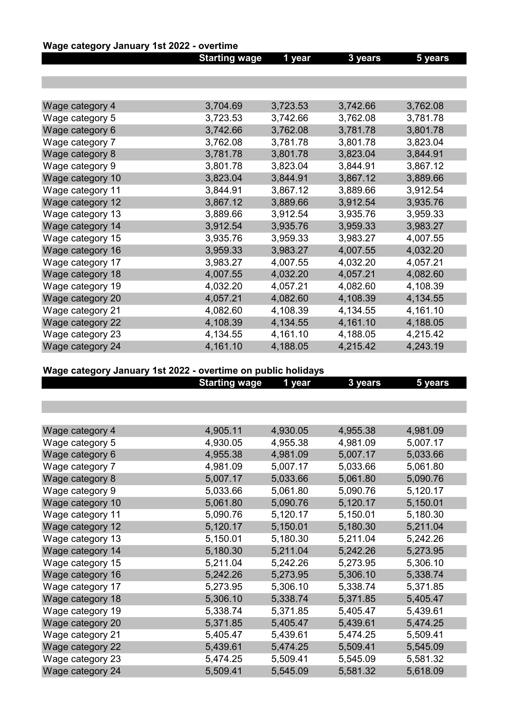**Wage category January 1st 2022 - overtime**

| | Starting wage | 1 year | 3 years | 5 years |
|---|---|---|---|---|
| | | | | |
| | | | | |
| | | | | |
| Wage category 4 | 3,704.69 | 3,723.53 | 3,742.66 | 3,762.08 |
| Wage category 5 | 3,723.53 | 3,742.66 | 3,762.08 | 3,781.78 |
| Wage category 6 | 3,742.66 | 3,762.08 | 3,781.78 | 3,801.78 |
| Wage category 7 | 3,762.08 | 3,781.78 | 3,801.78 | 3,823.04 |
| Wage category 8 | 3,781.78 | 3,801.78 | 3,823.04 | 3,844.91 |
| Wage category 9 | 3,801.78 | 3,823.04 | 3,844.91 | 3,867.12 |
| Wage category 10 | 3,823.04 | 3,844.91 | 3,867.12 | 3,889.66 |
| Wage category 11 | 3,844.91 | 3,867.12 | 3,889.66 | 3,912.54 |
| Wage category 12 | 3,867.12 | 3,889.66 | 3,912.54 | 3,935.76 |
| Wage category 13 | 3,889.66 | 3,912.54 | 3,935.76 | 3,959.33 |
| Wage category 14 | 3,912.54 | 3,935.76 | 3,959.33 | 3,983.27 |
| Wage category 15 | 3,935.76 | 3,959.33 | 3,983.27 | 4,007.55 |
| Wage category 16 | 3,959.33 | 3,983.27 | 4,007.55 | 4,032.20 |
| Wage category 17 | 3,983.27 | 4,007.55 | 4,032.20 | 4,057.21 |
| Wage category 18 | 4,007.55 | 4,032.20 | 4,057.21 | 4,082.60 |
| Wage category 19 | 4,032.20 | 4,057.21 | 4,082.60 | 4,108.39 |
| Wage category 20 | 4,057.21 | 4,082.60 | 4,108.39 | 4,134.55 |
| Wage category 21 | 4,082.60 | 4,108.39 | 4,134.55 | 4,161.10 |
| Wage category 22 | 4,108.39 | 4,134.55 | 4,161.10 | 4,188.05 |
| Wage category 23 | 4,134.55 | 4,161.10 | 4,188.05 | 4,215.42 |
| Wage category 24 | 4,161.10 | 4,188.05 | 4,215.42 | 4,243.19 |

**Wage category January 1st 2022 - overtime on public holidays**

| | Starting wage | 1 year | 3 years | 5 years |
|---|---|---|---|---|
| | | | | |
| | | | | |
| | | | | |
| Wage category 4 | 4,905.11 | 4,930.05 | 4,955.38 | 4,981.09 |
| Wage category 5 | 4,930.05 | 4,955.38 | 4,981.09 | 5,007.17 |
| Wage category 6 | 4,955.38 | 4,981.09 | 5,007.17 | 5,033.66 |
| Wage category 7 | 4,981.09 | 5,007.17 | 5,033.66 | 5,061.80 |
| Wage category 8 | 5,007.17 | 5,033.66 | 5,061.80 | 5,090.76 |
| Wage category 9 | 5,033.66 | 5,061.80 | 5,090.76 | 5,120.17 |
| Wage category 10 | 5,061.80 | 5,090.76 | 5,120.17 | 5,150.01 |
| Wage category 11 | 5,090.76 | 5,120.17 | 5,150.01 | 5,180.30 |
| Wage category 12 | 5,120.17 | 5,150.01 | 5,180.30 | 5,211.04 |
| Wage category 13 | 5,150.01 | 5,180.30 | 5,211.04 | 5,242.26 |
| Wage category 14 | 5,180.30 | 5,211.04 | 5,242.26 | 5,273.95 |
| Wage category 15 | 5,211.04 | 5,242.26 | 5,273.95 | 5,306.10 |
| Wage category 16 | 5,242.26 | 5,273.95 | 5,306.10 | 5,338.74 |
| Wage category 17 | 5,273.95 | 5,306.10 | 5,338.74 | 5,371.85 |
| Wage category 18 | 5,306.10 | 5,338.74 | 5,371.85 | 5,405.47 |
| Wage category 19 | 5,338.74 | 5,371.85 | 5,405.47 | 5,439.61 |
| Wage category 20 | 5,371.85 | 5,405.47 | 5,439.61 | 5,474.25 |
| Wage category 21 | 5,405.47 | 5,439.61 | 5,474.25 | 5,509.41 |
| Wage category 22 | 5,439.61 | 5,474.25 | 5,509.41 | 5,545.09 |
| Wage category 23 | 5,474.25 | 5,509.41 | 5,545.09 | 5,581.32 |
| Wage category 24 | 5,509.41 | 5,545.09 | 5,581.32 | 5,618.09 |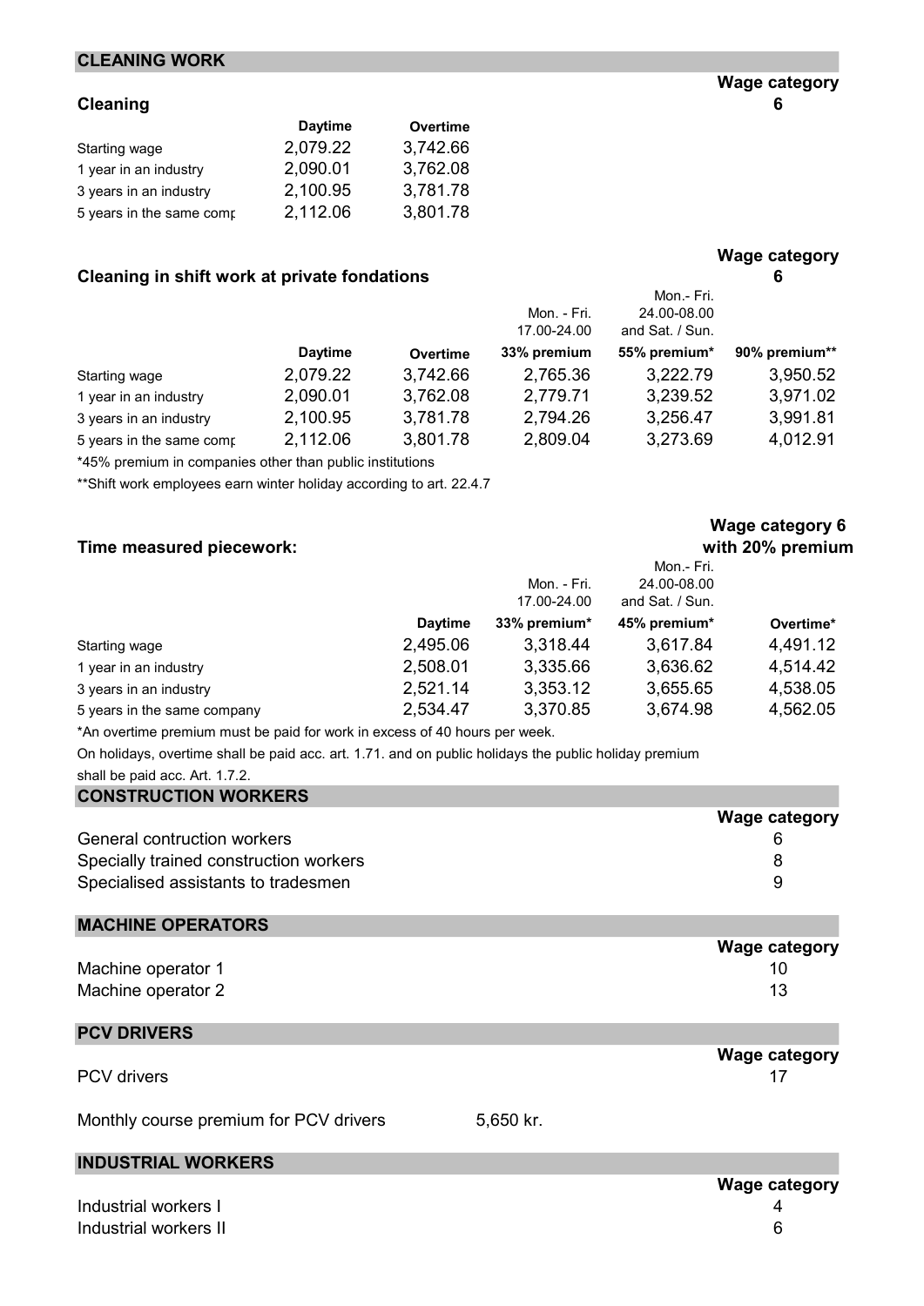## CLEANING WORK

### Cleaning

Wage category 6

| | Daytime | Overtime |
|---|---|---|
| Starting wage | 2,079.22 | 3,742.66 |
| 1 year in an industry | 2,090.01 | 3,762.08 |
| 3 years in an industry | 2,100.95 | 3,781.78 |
| 5 years in the same comp | 2,112.06 | 3,801.78 |

### Cleaning in shift work at private fondations

Wage category 6

| | Daytime | Overtime | Mon. - Fri. 17.00-24.00 33% premium | Mon.- Fri. 24.00-08.00 and Sat. / Sun. 55% premium* | 90% premium** |
|---|---|---|---|---|---|
| Starting wage | 2,079.22 | 3,742.66 | 2,765.36 | 3,222.79 | 3,950.52 |
| 1 year in an industry | 2,090.01 | 3,762.08 | 2,779.71 | 3,239.52 | 3,971.02 |
| 3 years in an industry | 2,100.95 | 3,781.78 | 2,794.26 | 3,256.47 | 3,991.81 |
| 5 years in the same comp | 2,112.06 | 3,801.78 | 2,809.04 | 3,273.69 | 4,012.91 |

*45% premium in companies other than public institutions

**Shift work employees earn winter holiday according to art. 22.4.7

### Time measured piecework:

Wage category 6 with 20% premium

| | Daytime | Mon. - Fri. 17.00-24.00 33% premium* | Mon.- Fri. 24.00-08.00 and Sat. / Sun. 45% premium* | Overtime* |
|---|---|---|---|---|
| Starting wage | 2,495.06 | 3,318.44 | 3,617.84 | 4,491.12 |
| 1 year in an industry | 2,508.01 | 3,335.66 | 3,636.62 | 4,514.42 |
| 3 years in an industry | 2,521.14 | 3,353.12 | 3,655.65 | 4,538.05 |
| 5 years in the same company | 2,534.47 | 3,370.85 | 3,674.98 | 4,562.05 |

*An overtime premium must be paid for work in excess of 40 hours per week.

On holidays, overtime shall be paid acc. art. 1.71. and on public holidays the public holiday premium shall be paid acc. Art. 1.7.2.

## CONSTRUCTION WORKERS

| | Wage category |
|---|---|
| General contruction workers | 6 |
| Specially trained construction workers | 8 |
| Specialised assistants to tradesmen | 9 |

## MACHINE OPERATORS

| | Wage category |
|---|---|
| Machine operator 1 | 10 |
| Machine operator 2 | 13 |

## PCV DRIVERS

| | Wage category |
|---|---|
| PCV drivers | 17 |

Monthly course premium for PCV drivers 5,650 kr.

## INDUSTRIAL WORKERS

| | Wage category |
|---|---|
| Industrial workers I | 4 |
| Industrial workers II | 6 |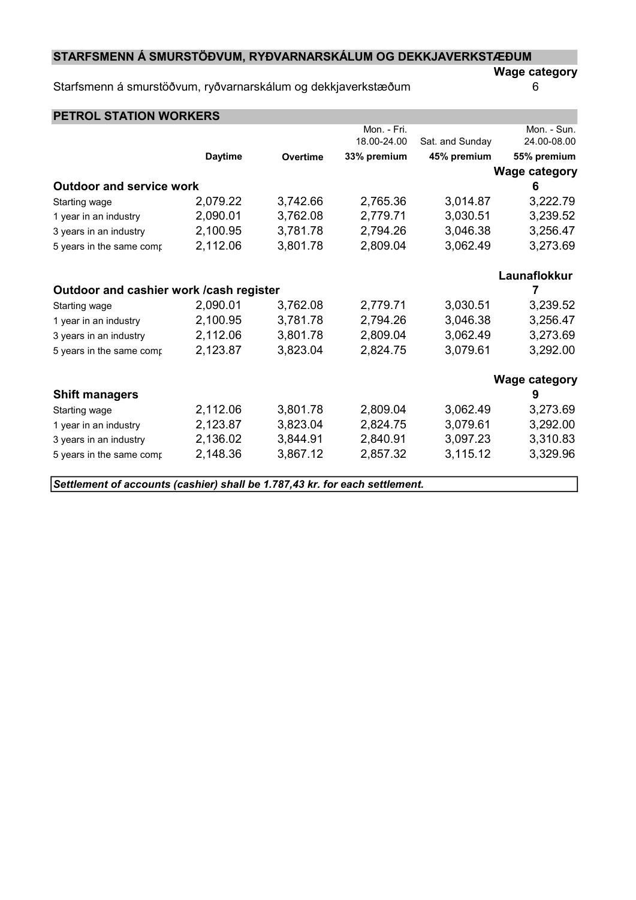## STARFSMENN Á SMURSTÖÐVUM, RYÐVARNARSKÁLUM OG DEKKJAVERKSTÆÐUM

| | Wage category |
|---|---|
| Starfsmenn á smurstöðvum, ryðvarnarskálum og dekkjaverkstæðum | 6 |

## PETROL STATION WORKERS

| | Daytime | Overtime | Mon. - Fri. 18.00-24.00 33% premium | Sat. and Sunday 45% premium | Mon. - Sun. 24.00-08.00 55% premium |
|---|---|---|---|---|---|
| **Outdoor and service work** | | | | | **Wage category 6** |
| Starting wage | 2,079.22 | 3,742.66 | 2,765.36 | 3,014.87 | 3,222.79 |
| 1 year in an industry | 2,090.01 | 3,762.08 | 2,779.71 | 3,030.51 | 3,239.52 |
| 3 years in an industry | 2,100.95 | 3,781.78 | 2,794.26 | 3,046.38 | 3,256.47 |
| 5 years in the same comp | 2,112.06 | 3,801.78 | 2,809.04 | 3,062.49 | 3,273.69 |
| **Outdoor and cashier work /cash register** | | | | | **Launaflokkur 7** |
| Starting wage | 2,090.01 | 3,762.08 | 2,779.71 | 3,030.51 | 3,239.52 |
| 1 year in an industry | 2,100.95 | 3,781.78 | 2,794.26 | 3,046.38 | 3,256.47 |
| 3 years in an industry | 2,112.06 | 3,801.78 | 2,809.04 | 3,062.49 | 3,273.69 |
| 5 years in the same comp | 2,123.87 | 3,823.04 | 2,824.75 | 3,079.61 | 3,292.00 |
| **Shift managers** | | | | | **Wage category 9** |
| Starting wage | 2,112.06 | 3,801.78 | 2,809.04 | 3,062.49 | 3,273.69 |
| 1 year in an industry | 2,123.87 | 3,823.04 | 2,824.75 | 3,079.61 | 3,292.00 |
| 3 years in an industry | 2,136.02 | 3,844.91 | 2,840.91 | 3,097.23 | 3,310.83 |
| 5 years in the same comp | 2,148.36 | 3,867.12 | 2,857.32 | 3,115.12 | 3,329.96 |

***Settlement of accounts (cashier) shall be 1.787,43 kr. for each settlement.***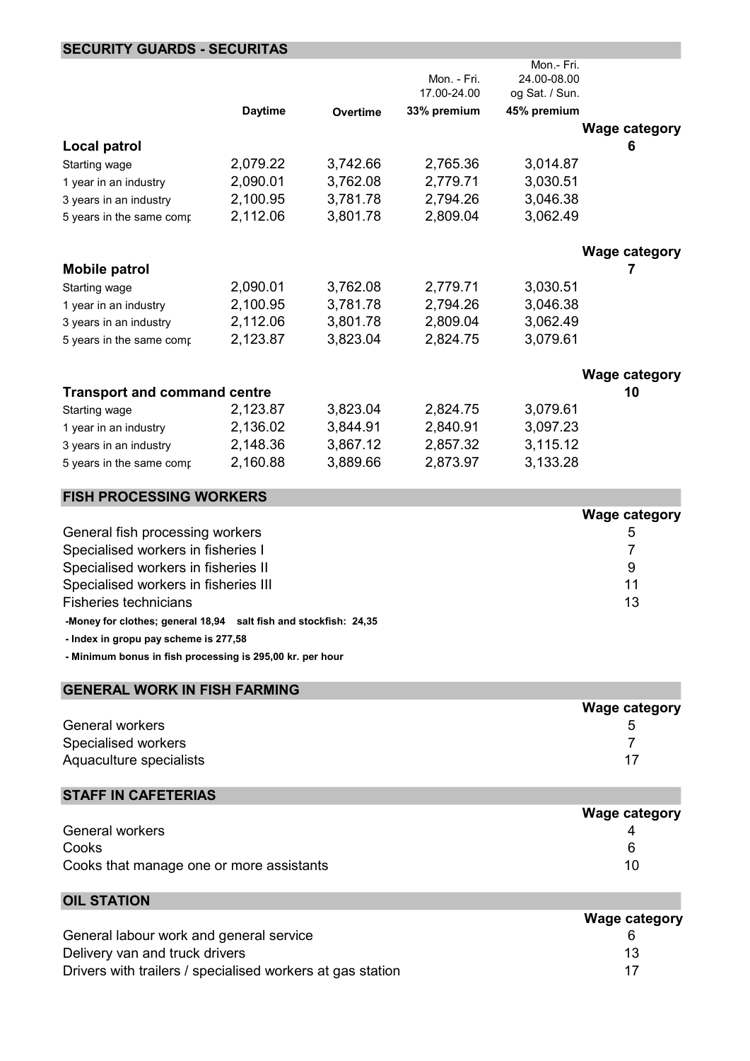## SECURITY GUARDS - SECURITAS

| | Daytime | Overtime | Mon. - Fri. 17.00-24.00 33% premium | Mon.- Fri. 24.00-08.00 og Sat. / Sun. 45% premium | Wage category |
|---|---|---|---|---|---|
| **Local patrol** | | | | | 6 |
| Starting wage | 2,079.22 | 3,742.66 | 2,765.36 | 3,014.87 | |
| 1 year in an industry | 2,090.01 | 3,762.08 | 2,779.71 | 3,030.51 | |
| 3 years in an industry | 2,100.95 | 3,781.78 | 2,794.26 | 3,046.38 | |
| 5 years in the same comp | 2,112.06 | 3,801.78 | 2,809.04 | 3,062.49 | |
| **Mobile patrol** | | | | | 7 |
| Starting wage | 2,090.01 | 3,762.08 | 2,779.71 | 3,030.51 | |
| 1 year in an industry | 2,100.95 | 3,781.78 | 2,794.26 | 3,046.38 | |
| 3 years in an industry | 2,112.06 | 3,801.78 | 2,809.04 | 3,062.49 | |
| 5 years in the same comp | 2,123.87 | 3,823.04 | 2,824.75 | 3,079.61 | |
| **Transport and command centre** | | | | | 10 |
| Starting wage | 2,123.87 | 3,823.04 | 2,824.75 | 3,079.61 | |
| 1 year in an industry | 2,136.02 | 3,844.91 | 2,840.91 | 3,097.23 | |
| 3 years in an industry | 2,148.36 | 3,867.12 | 2,857.32 | 3,115.12 | |
| 5 years in the same comp | 2,160.88 | 3,889.66 | 2,873.97 | 3,133.28 | |

## FISH PROCESSING WORKERS

| | Wage category |
|---|---|
| General fish processing workers | 5 |
| Specialised workers in fisheries I | 7 |
| Specialised workers in fisheries II | 9 |
| Specialised workers in fisheries III | 11 |
| Fisheries technicians | 13 |

**-Money for clothes; general 18,94 salt fish and stockfish: 24,35**

**- Index in gropu pay scheme is 277,58**

**- Minimum bonus in fish processing is 295,00 kr. per hour**

## GENERAL WORK IN FISH FARMING

| | Wage category |
|---|---|
| General workers | 5 |
| Specialised workers | 7 |
| Aquaculture specialists | 17 |

## STAFF IN CAFETERIAS

| | Wage category |
|---|---|
| General workers | 4 |
| Cooks | 6 |
| Cooks that manage one or more assistants | 10 |

## OIL STATION

| | Wage category |
|---|---|
| General labour work and general service | 6 |
| Delivery van and truck drivers | 13 |
| Drivers with trailers / specialised workers at gas station | 17 |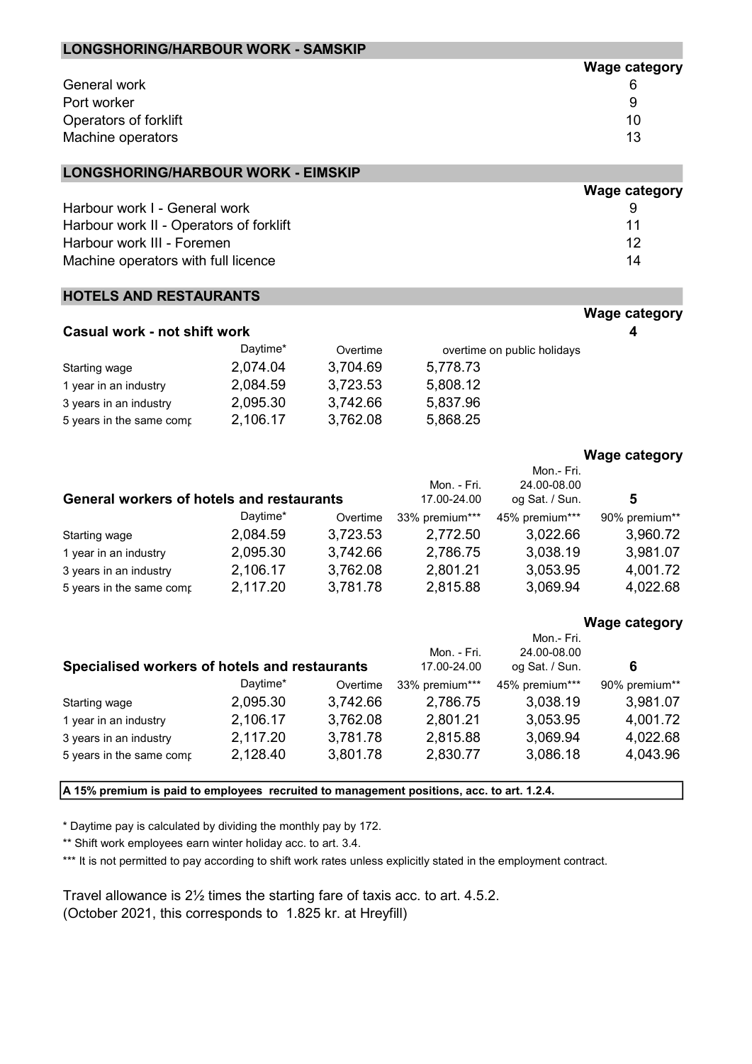## LONGSHORING/HARBOUR WORK - SAMSKIP

| | Wage category |
|---|---|
| General work | 6 |
| Port worker | 9 |
| Operators of forklift | 10 |
| Machine operators | 13 |

## LONGSHORING/HARBOUR WORK - EIMSKIP

| | Wage category |
|---|---|
| Harbour work I - General work | 9 |
| Harbour work II - Operators of forklift | 11 |
| Harbour work III - Foremen | 12 |
| Machine operators with full licence | 14 |

## HOTELS AND RESTAURANTS

**Casual work - not shift work** — Wage category **4**

| | Daytime* | Overtime | overtime on public holidays |
|---|---|---|---|
| Starting wage | 2,074.04 | 3,704.69 | 5,778.73 |
| 1 year in an industry | 2,084.59 | 3,723.53 | 5,808.12 |
| 3 years in an industry | 2,095.30 | 3,742.66 | 5,837.96 |
| 5 years in the same comp | 2,106.17 | 3,762.08 | 5,868.25 |

**General workers of hotels and restaurants** — Wage category **5**

| | Daytime* | Overtime | Mon. - Fri. 17.00-24.00 33% premium*** | Mon.- Fri. 24.00-08.00 og Sat. / Sun. 45% premium*** | 90% premium** |
|---|---|---|---|---|---|
| Starting wage | 2,084.59 | 3,723.53 | 2,772.50 | 3,022.66 | 3,960.72 |
| 1 year in an industry | 2,095.30 | 3,742.66 | 2,786.75 | 3,038.19 | 3,981.07 |
| 3 years in an industry | 2,106.17 | 3,762.08 | 2,801.21 | 3,053.95 | 4,001.72 |
| 5 years in the same comp | 2,117.20 | 3,781.78 | 2,815.88 | 3,069.94 | 4,022.68 |

**Specialised workers of hotels and restaurants** — Wage category **6**

| | Daytime* | Overtime | Mon. - Fri. 17.00-24.00 33% premium*** | Mon.- Fri. 24.00-08.00 og Sat. / Sun. 45% premium*** | 90% premium** |
|---|---|---|---|---|---|
| Starting wage | 2,095.30 | 3,742.66 | 2,786.75 | 3,038.19 | 3,981.07 |
| 1 year in an industry | 2,106.17 | 3,762.08 | 2,801.21 | 3,053.95 | 4,001.72 |
| 3 years in an industry | 2,117.20 | 3,781.78 | 2,815.88 | 3,069.94 | 4,022.68 |
| 5 years in the same comp | 2,128.40 | 3,801.78 | 2,830.77 | 3,086.18 | 4,043.96 |

**A 15% premium is paid to employees recruited to management positions, acc. to art. 1.2.4.**

* Daytime pay is calculated by dividing the monthly pay by 172.

** Shift work employees earn winter holiday acc. to art. 3.4.

*** It is not permitted to pay according to shift work rates unless explicitly stated in the employment contract.

Travel allowance is 2½ times the starting fare of taxis acc. to art. 4.5.2.
(October 2021, this corresponds to 1.825 kr. at Hreyfill)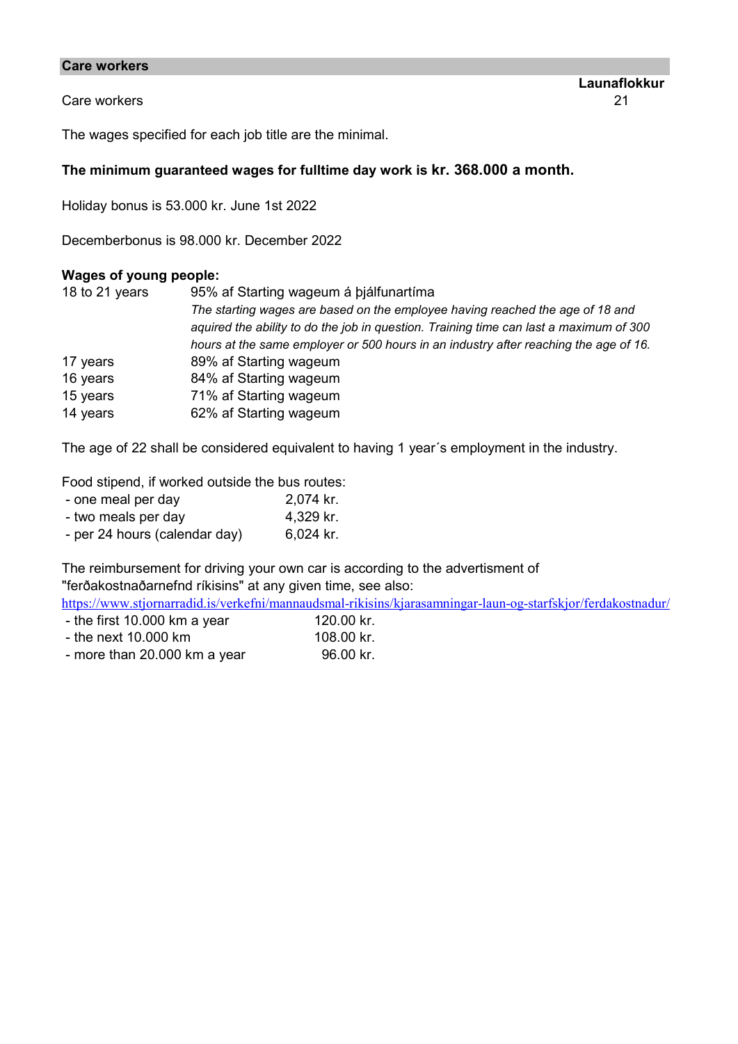## Care workers

| | Launaflokkur |
|---|---|
| Care workers | 21 |

The wages specified for each job title are the minimal.

**The minimum guaranteed wages for fulltime day work is kr. 368.000 a month.**

Holiday bonus is 53.000 kr. June 1st 2022

Decemberbonus is 98.000 kr. December 2022

**Wages of young people:**

| | |
|---|---|
| 18 to 21 years | 95% af Starting wageum á þjálfunartíma<br>*The starting wages are based on the employee having reached the age of 18 and aquired the ability to do the job in question. Training time can last a maximum of 300 hours at the same employer or 500 hours in an industry after reaching the age of 16.* |
| 17 years | 89% af Starting wageum |
| 16 years | 84% af Starting wageum |
| 15 years | 71% af Starting wageum |
| 14 years | 62% af Starting wageum |

The age of 22 shall be considered equivalent to having 1 year´s employment in the industry.

Food stipend, if worked outside the bus routes:

| | |
|---|---|
| - one meal per day | 2,074 kr. |
| - two meals per day | 4,329 kr. |
| - per 24 hours (calendar day) | 6,024 kr. |

The reimbursement for driving your own car is according to the advertisment of "ferðakostnaðarnefnd ríkisins" at any given time, see also:
https://www.stjornarradid.is/verkefni/mannaudsmal-rikisins/kjarasamningar-laun-og-starfskjor/ferdakostnadur/

| | |
|---|---|
| - the first 10.000 km a year | 120.00 kr. |
| - the next 10.000 km | 108.00 kr. |
| - more than 20.000 km a year | 96.00 kr. |